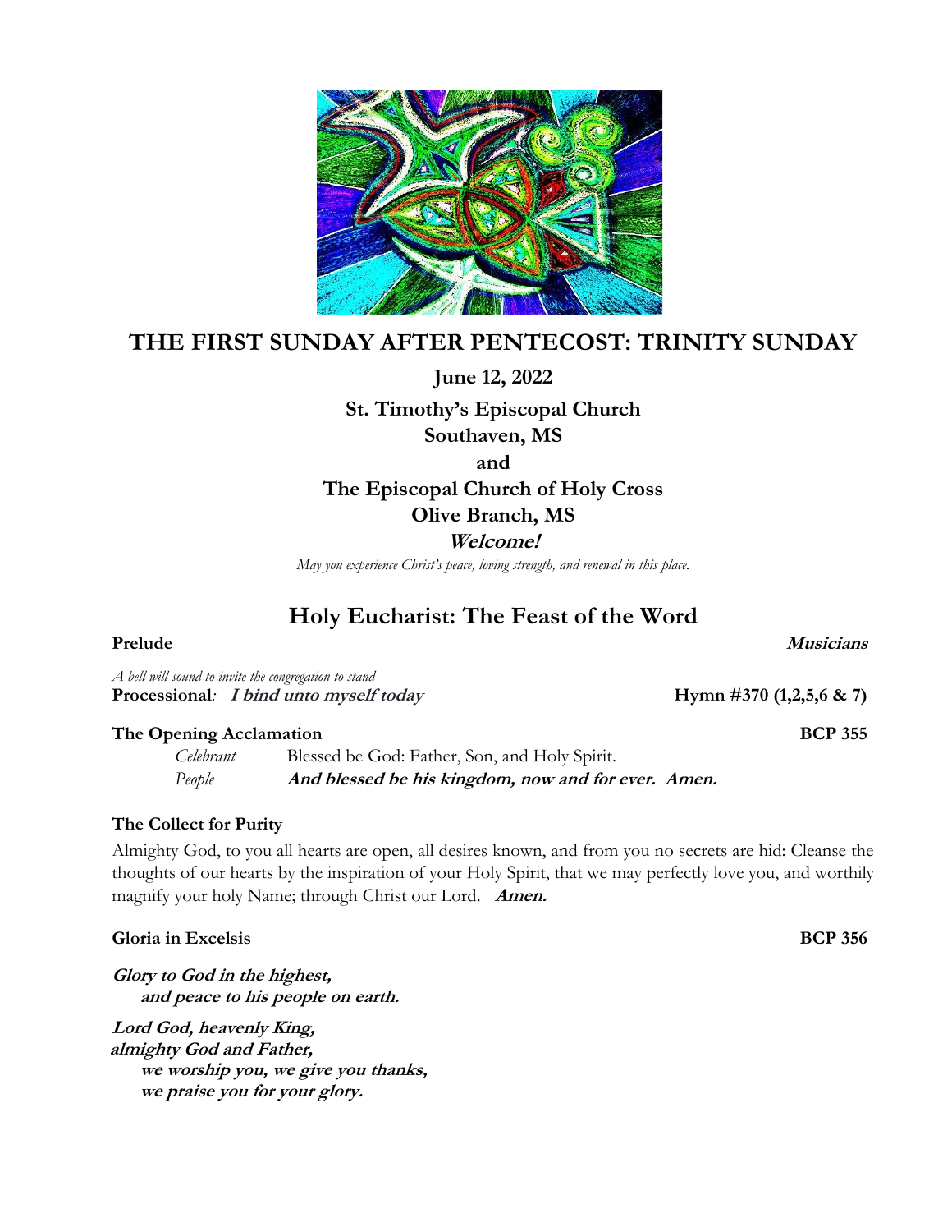# THE FIRST SUNDAY AFTER PENTECOST: TRINITY SUNDAY

**June 12, 2022**

**St. Timothy's Episcopal Church**
**Southaven, MS**
**and**
**The Episcopal Church of Holy Cross**
**Olive Branch, MS**

***Welcome!***

*May you experience Christ's peace, loving strength, and renewal in this place.*

## Holy Eucharist: The Feast of the Word

**Prelude** ***Musicians***

*A bell will sound to invite the congregation to stand*

**Processional***:* ***I bind unto myself today*** **Hymn #370 (1,2,5,6 & 7)**

**The Opening Acclamation** **BCP 355**

*Celebrant* Blessed be God: Father, Son, and Holy Spirit.
*People* ***And blessed be his kingdom, now and for ever. Amen.***

**The Collect for Purity**

Almighty God, to you all hearts are open, all desires known, and from you no secrets are hid: Cleanse the thoughts of our hearts by the inspiration of your Holy Spirit, that we may perfectly love you, and worthily magnify your holy Name; through Christ our Lord. ***Amen.***

**Gloria in Excelsis** **BCP 356**

***Glory to God in the highest,***
***and peace to his people on earth.***

***Lord God, heavenly King,***
***almighty God and Father,***
***we worship you, we give you thanks,***
***we praise you for your glory.***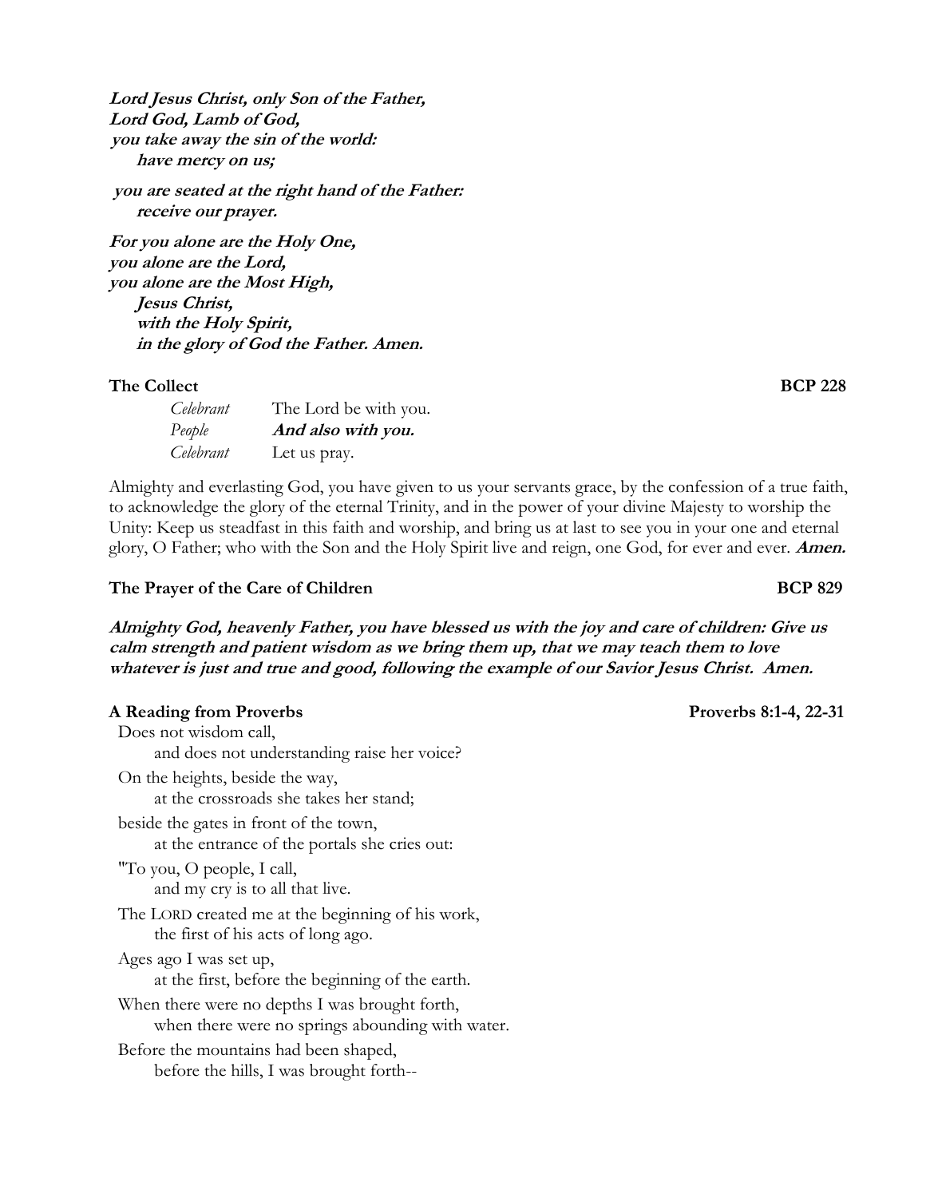***Lord Jesus Christ, only Son of the Father,***
***Lord God, Lamb of God,***
***you take away the sin of the world:***
***have mercy on us;***

***you are seated at the right hand of the Father:***
***receive our prayer.***

***For you alone are the Holy One,***
***you alone are the Lord,***
***you alone are the Most High,***
***Jesus Christ,***
***with the Holy Spirit,***
***in the glory of God the Father. Amen.***

**The Collect** **BCP 228**

| | |
|---|---|
| *Celebrant* | The Lord be with you. |
| *People* | ***And also with you.*** |
| *Celebrant* | Let us pray. |

Almighty and everlasting God, you have given to us your servants grace, by the confession of a true faith, to acknowledge the glory of the eternal Trinity, and in the power of your divine Majesty to worship the Unity: Keep us steadfast in this faith and worship, and bring us at last to see you in your one and eternal glory, O Father; who with the Son and the Holy Spirit live and reign, one God, for ever and ever. ***Amen.***

**The Prayer of the Care of Children** **BCP 829**

***Almighty God, heavenly Father, you have blessed us with the joy and care of children: Give us calm strength and patient wisdom as we bring them up, that we may teach them to love whatever is just and true and good, following the example of our Savior Jesus Christ. Amen.***

**A Reading from Proverbs** **Proverbs 8:1-4, 22-31**

Does not wisdom call,
and does not understanding raise her voice?

On the heights, beside the way,
at the crossroads she takes her stand;

beside the gates in front of the town,
at the entrance of the portals she cries out:

"To you, O people, I call,
and my cry is to all that live.

The LORD created me at the beginning of his work,
the first of his acts of long ago.

Ages ago I was set up,
at the first, before the beginning of the earth.

When there were no depths I was brought forth,
when there were no springs abounding with water.

Before the mountains had been shaped,
before the hills, I was brought forth--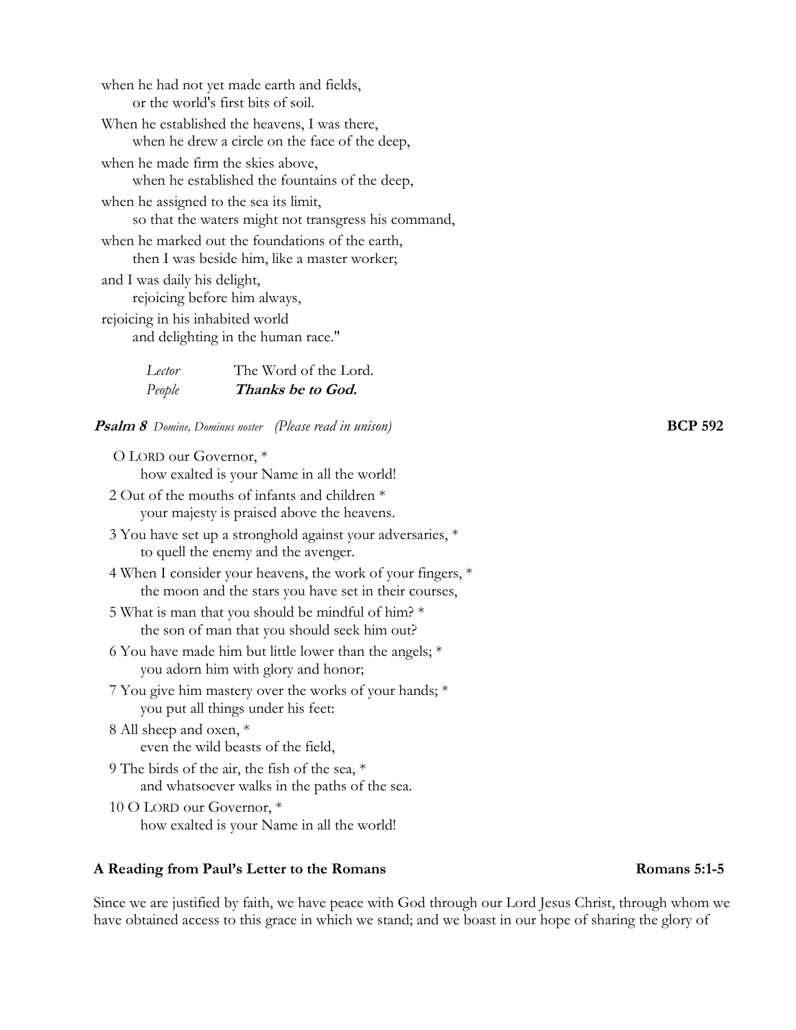when he had not yet made earth and fields,
    or the world's first bits of soil.

When he established the heavens, I was there,
    when he drew a circle on the face of the deep,

when he made firm the skies above,
    when he established the fountains of the deep,

when he assigned to the sea its limit,
    so that the waters might not transgress his command,

when he marked out the foundations of the earth,
    then I was beside him, like a master worker;

and I was daily his delight,
    rejoicing before him always,

rejoicing in his inhabited world
    and delighting in the human race."

*Lector* The Word of the Lord.
*People* ***Thanks be to God.***

***Psalm 8*** *Domine, Dominus noster (Please read in unison)* **BCP 592**

O LORD our Governor, *
    how exalted is your Name in all the world!

2 Out of the mouths of infants and children *
    your majesty is praised above the heavens.

3 You have set up a stronghold against your adversaries, *
    to quell the enemy and the avenger.

4 When I consider your heavens, the work of your fingers, *
    the moon and the stars you have set in their courses,

5 What is man that you should be mindful of him? *
    the son of man that you should seek him out?

6 You have made him but little lower than the angels; *
    you adorn him with glory and honor;

7 You give him mastery over the works of your hands; *
    you put all things under his feet:

8 All sheep and oxen, *
    even the wild beasts of the field,

9 The birds of the air, the fish of the sea, *
    and whatsoever walks in the paths of the sea.

10 O LORD our Governor, *
    how exalted is your Name in all the world!

**A Reading from Paul's Letter to the Romans** **Romans 5:1-5**

Since we are justified by faith, we have peace with God through our Lord Jesus Christ, through whom we have obtained access to this grace in which we stand; and we boast in our hope of sharing the glory of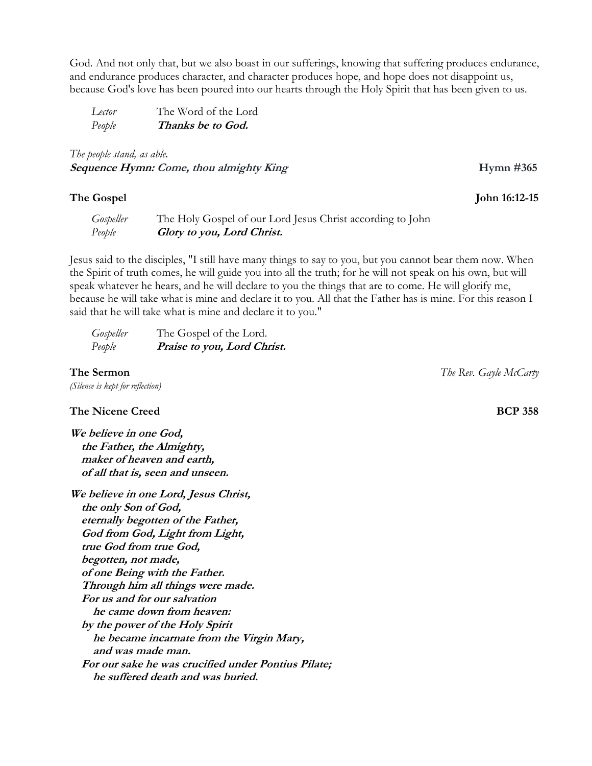God. And not only that, but we also boast in our sufferings, knowing that suffering produces endurance, and endurance produces character, and character produces hope, and hope does not disappoint us, because God's love has been poured into our hearts through the Holy Spirit that has been given to us.

*Lector* The Word of the Lord
*People* ***Thanks be to God.***

*The people stand, as able.*
***Sequence Hymn: Come, thou almighty King*** **Hymn #365**

**The Gospel** **John 16:12-15**

*Gospeller* The Holy Gospel of our Lord Jesus Christ according to John
*People* ***Glory to you, Lord Christ.***

Jesus said to the disciples, "I still have many things to say to you, but you cannot bear them now. When the Spirit of truth comes, he will guide you into all the truth; for he will not speak on his own, but will speak whatever he hears, and he will declare to you the things that are to come. He will glorify me, because he will take what is mine and declare it to you. All that the Father has is mine. For this reason I said that he will take what is mine and declare it to you."

*Gospeller* The Gospel of the Lord.
*People* ***Praise to you, Lord Christ.***

**The Sermon** *The Rev. Gayle McCarty*
*(Silence is kept for reflection)*

**The Nicene Creed** **BCP 358**

***We believe in one God,***
***the Father, the Almighty,***
***maker of heaven and earth,***
***of all that is, seen and unseen.***

***We believe in one Lord, Jesus Christ,***
***the only Son of God,***
***eternally begotten of the Father,***
***God from God, Light from Light,***
***true God from true God,***
***begotten, not made,***
***of one Being with the Father.***
***Through him all things were made.***
***For us and for our salvation***
***he came down from heaven:***
***by the power of the Holy Spirit***
***he became incarnate from the Virgin Mary,***
***and was made man.***
***For our sake he was crucified under Pontius Pilate;***
***he suffered death and was buried.***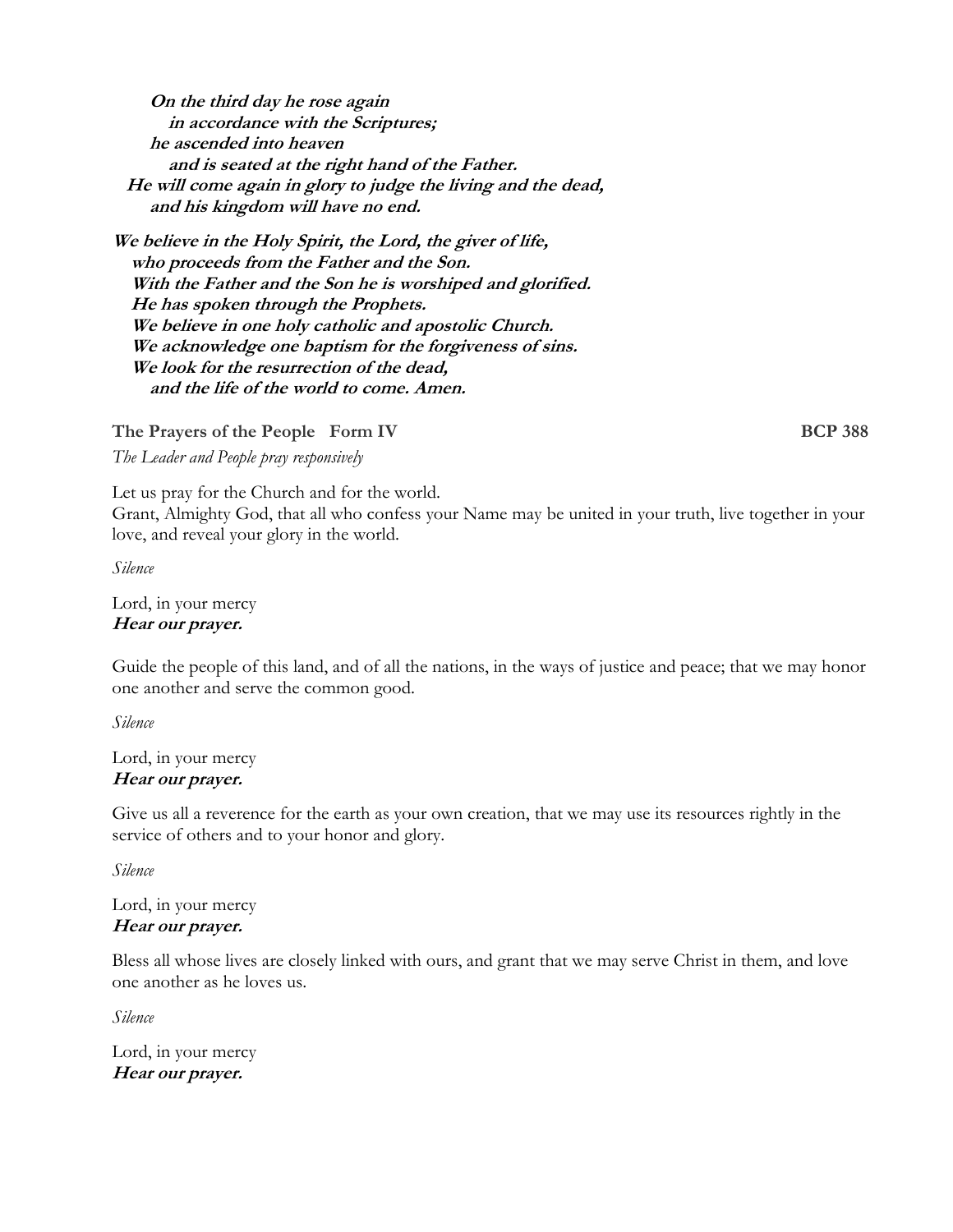***On the third day he rose again***
***in accordance with the Scriptures;***
***he ascended into heaven***
***and is seated at the right hand of the Father.***
***He will come again in glory to judge the living and the dead,***
***and his kingdom will have no end.***

***We believe in the Holy Spirit, the Lord, the giver of life,***
***who proceeds from the Father and the Son.***
***With the Father and the Son he is worshiped and glorified.***
***He has spoken through the Prophets.***
***We believe in one holy catholic and apostolic Church.***
***We acknowledge one baptism for the forgiveness of sins.***
***We look for the resurrection of the dead,***
***and the life of the world to come. Amen.***

**The Prayers of the People Form IV** **BCP 388**

*The Leader and People pray responsively*

Let us pray for the Church and for the world.
Grant, Almighty God, that all who confess your Name may be united in your truth, live together in your love, and reveal your glory in the world.

*Silence*

Lord, in your mercy
***Hear our prayer.***

Guide the people of this land, and of all the nations, in the ways of justice and peace; that we may honor one another and serve the common good.

*Silence*

Lord, in your mercy
***Hear our prayer.***

Give us all a reverence for the earth as your own creation, that we may use its resources rightly in the service of others and to your honor and glory.

*Silence*

Lord, in your mercy
***Hear our prayer.***

Bless all whose lives are closely linked with ours, and grant that we may serve Christ in them, and love one another as he loves us.

*Silence*

Lord, in your mercy
***Hear our prayer.***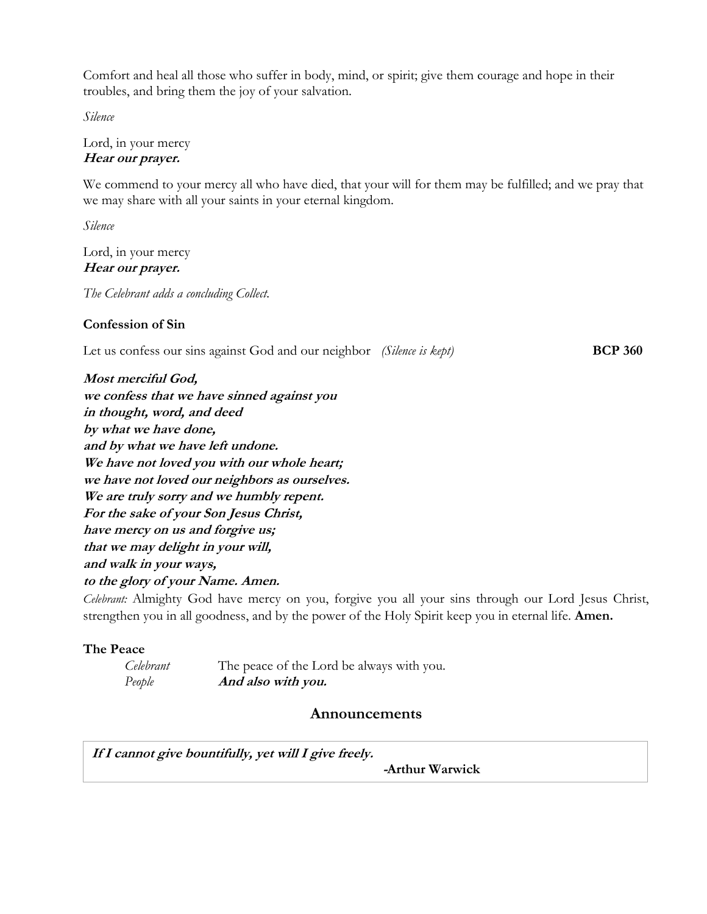Comfort and heal all those who suffer in body, mind, or spirit; give them courage and hope in their troubles, and bring them the joy of your salvation.

*Silence*

Lord, in your mercy
***Hear our prayer.***

We commend to your mercy all who have died, that your will for them may be fulfilled; and we pray that we may share with all your saints in your eternal kingdom.

*Silence*

Lord, in your mercy
***Hear our prayer.***

*The Celebrant adds a concluding Collect.*

**Confession of Sin**

Let us confess our sins against God and our neighbor *(Silence is kept)* **BCP 360**

***Most merciful God,***
***we confess that we have sinned against you***
***in thought, word, and deed***
***by what we have done,***
***and by what we have left undone.***
***We have not loved you with our whole heart;***
***we have not loved our neighbors as ourselves.***
***We are truly sorry and we humbly repent.***
***For the sake of your Son Jesus Christ,***
***have mercy on us and forgive us;***
***that we may delight in your will,***
***and walk in your ways,***
***to the glory of your Name. Amen.***

*Celebrant:* Almighty God have mercy on you, forgive you all your sins through our Lord Jesus Christ, strengthen you in all goodness, and by the power of the Holy Spirit keep you in eternal life. **Amen.**

**The Peace**

*Celebrant* The peace of the Lord be always with you.
*People* ***And also with you.***

## Announcements

***If I cannot give bountifully, yet will I give freely.***
**-Arthur Warwick**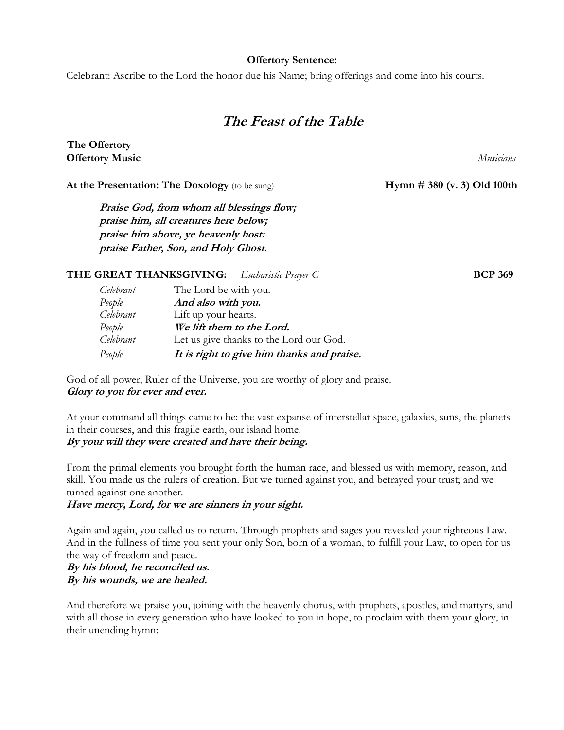**Offertory Sentence:**

Celebrant: Ascribe to the Lord the honor due his Name; bring offerings and come into his courts.

## *The Feast of the Table*

**The Offertory**

**Offertory Music** *Musicians*

**At the Presentation: The Doxology** (to be sung) **Hymn # 380 (v. 3) Old 100th**

***Praise God, from whom all blessings flow;***
***praise him, all creatures here below;***
***praise him above, ye heavenly host:***
***praise Father, Son, and Holy Ghost.***

**THE GREAT THANKSGIVING:** *Eucharistic Prayer C* **BCP 369**

*Celebrant* The Lord be with you.
*People* ***And also with you.***
*Celebrant* Lift up your hearts.
*People* ***We lift them to the Lord.***
*Celebrant* Let us give thanks to the Lord our God.
*People* ***It is right to give him thanks and praise.***

God of all power, Ruler of the Universe, you are worthy of glory and praise.
***Glory to you for ever and ever.***

At your command all things came to be: the vast expanse of interstellar space, galaxies, suns, the planets in their courses, and this fragile earth, our island home.
***By your will they were created and have their being.***

From the primal elements you brought forth the human race, and blessed us with memory, reason, and skill. You made us the rulers of creation. But we turned against you, and betrayed your trust; and we turned against one another.
***Have mercy, Lord, for we are sinners in your sight.***

Again and again, you called us to return. Through prophets and sages you revealed your righteous Law. And in the fullness of time you sent your only Son, born of a woman, to fulfill your Law, to open for us the way of freedom and peace.
***By his blood, he reconciled us.***
***By his wounds, we are healed.***

And therefore we praise you, joining with the heavenly chorus, with prophets, apostles, and martyrs, and with all those in every generation who have looked to you in hope, to proclaim with them your glory, in their unending hymn: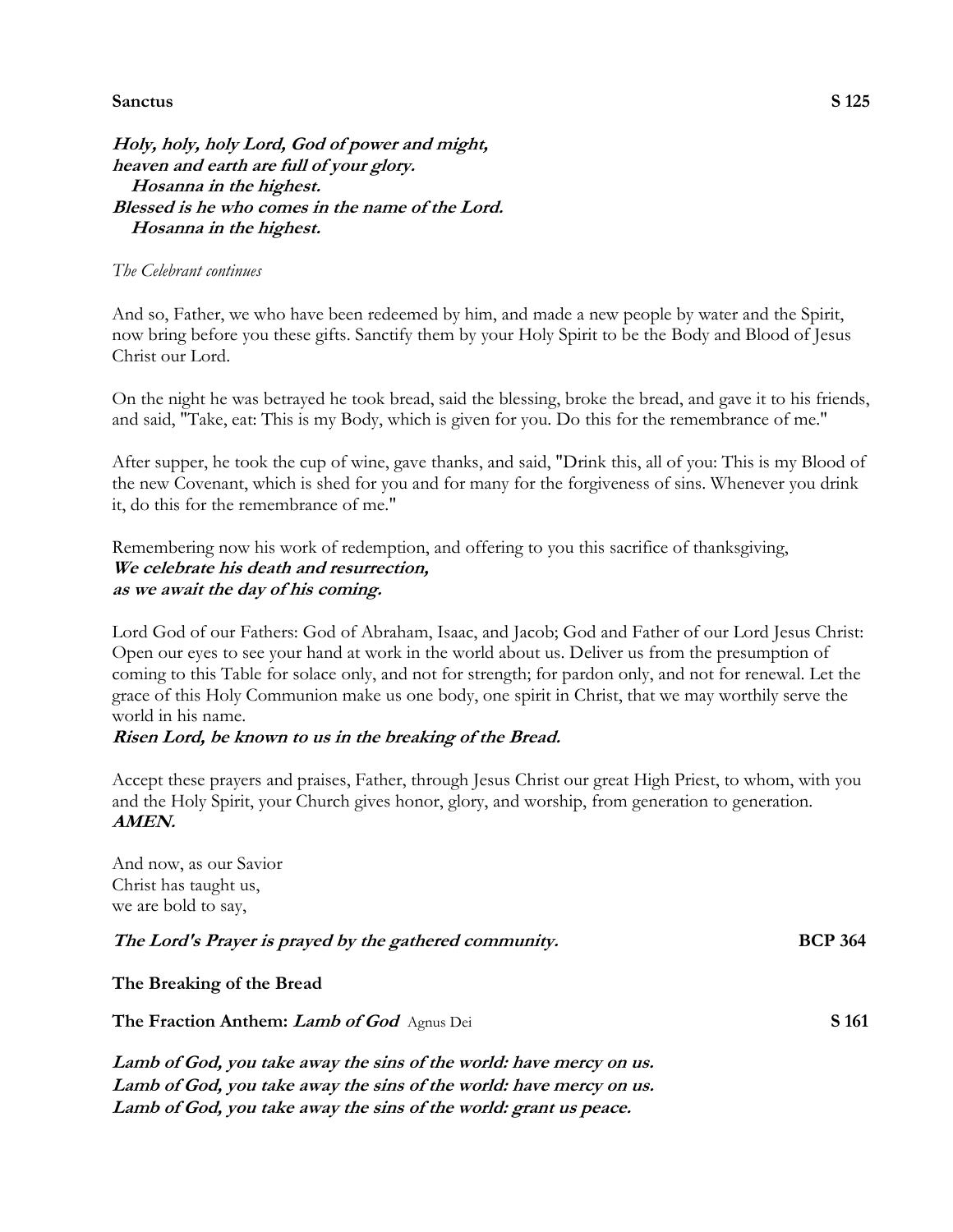**Sanctus** **S 125**

***Holy, holy, holy Lord, God of power and might,***
***heaven and earth are full of your glory.***
***Hosanna in the highest.***
***Blessed is he who comes in the name of the Lord.***
***Hosanna in the highest.***

*The Celebrant continues*

And so, Father, we who have been redeemed by him, and made a new people by water and the Spirit, now bring before you these gifts. Sanctify them by your Holy Spirit to be the Body and Blood of Jesus Christ our Lord.

On the night he was betrayed he took bread, said the blessing, broke the bread, and gave it to his friends, and said, "Take, eat: This is my Body, which is given for you. Do this for the remembrance of me."

After supper, he took the cup of wine, gave thanks, and said, "Drink this, all of you: This is my Blood of the new Covenant, which is shed for you and for many for the forgiveness of sins. Whenever you drink it, do this for the remembrance of me."

Remembering now his work of redemption, and offering to you this sacrifice of thanksgiving,
***We celebrate his death and resurrection,***
***as we await the day of his coming.***

Lord God of our Fathers: God of Abraham, Isaac, and Jacob; God and Father of our Lord Jesus Christ: Open our eyes to see your hand at work in the world about us. Deliver us from the presumption of coming to this Table for solace only, and not for strength; for pardon only, and not for renewal. Let the grace of this Holy Communion make us one body, one spirit in Christ, that we may worthily serve the world in his name.
***Risen Lord, be known to us in the breaking of the Bread.***

Accept these prayers and praises, Father, through Jesus Christ our great High Priest, to whom, with you and the Holy Spirit, your Church gives honor, glory, and worship, from generation to generation.
***AMEN.***

And now, as our Savior
Christ has taught us,
we are bold to say,

***The Lord's Prayer is prayed by the gathered community.*** **BCP 364**

**The Breaking of the Bread**

**The Fraction Anthem: *Lamb of God*** Agnus Dei **S 161**

***Lamb of God, you take away the sins of the world: have mercy on us.***
***Lamb of God, you take away the sins of the world: have mercy on us.***
***Lamb of God, you take away the sins of the world: grant us peace.***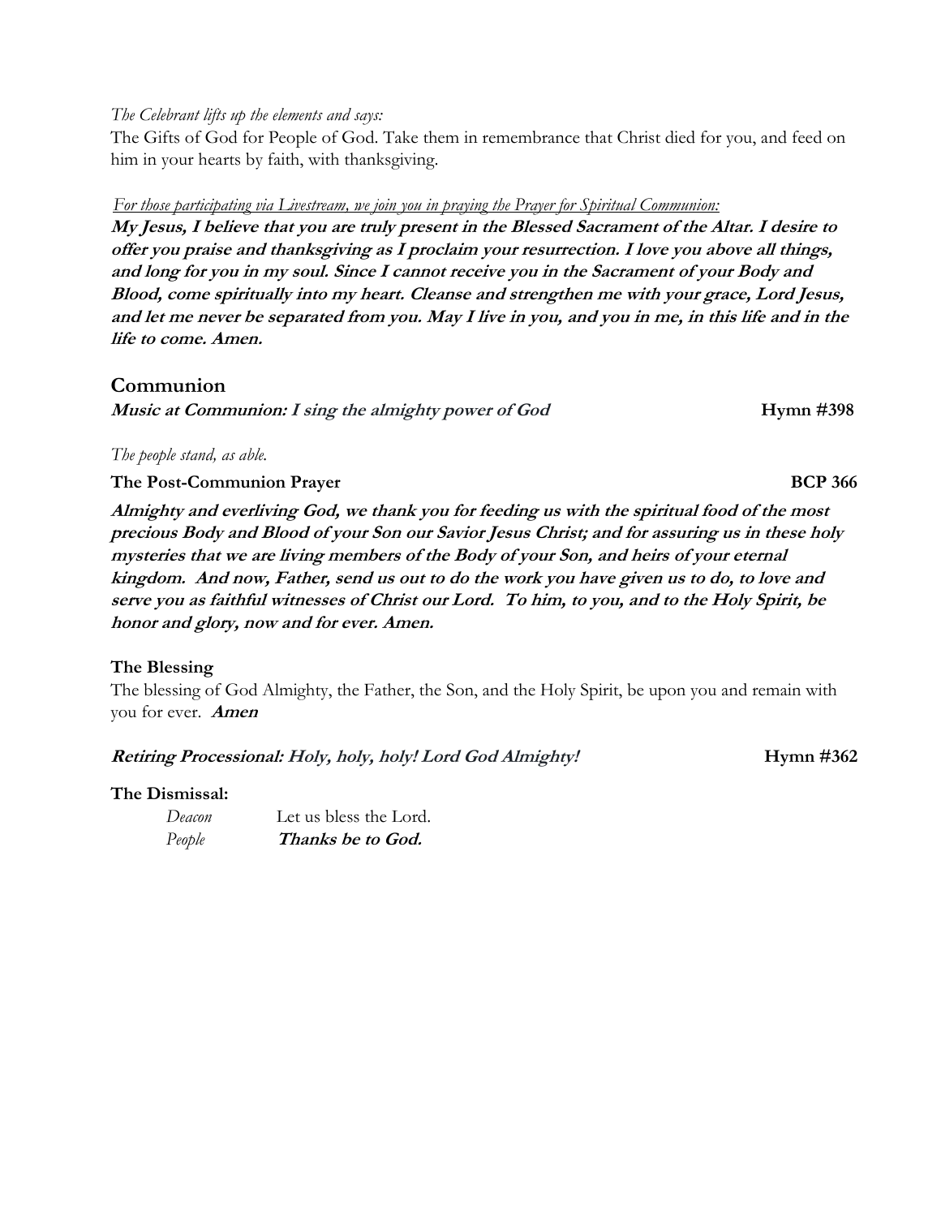*The Celebrant lifts up the elements and says:*

The Gifts of God for People of God. Take them in remembrance that Christ died for you, and feed on him in your hearts by faith, with thanksgiving.

*For those participating via Livestream, we join you in praying the Prayer for Spiritual Communion:*

***My Jesus, I believe that you are truly present in the Blessed Sacrament of the Altar. I desire to offer you praise and thanksgiving as I proclaim your resurrection. I love you above all things, and long for you in my soul. Since I cannot receive you in the Sacrament of your Body and Blood, come spiritually into my heart. Cleanse and strengthen me with your grace, Lord Jesus, and let me never be separated from you. May I live in you, and you in me, in this life and in the life to come. Amen.***

## Communion

***Music at Communion: I sing the almighty power of God*** **Hymn #398**

*The people stand, as able.*

**The Post-Communion Prayer** **BCP 366**

***Almighty and everliving God, we thank you for feeding us with the spiritual food of the most precious Body and Blood of your Son our Savior Jesus Christ; and for assuring us in these holy mysteries that we are living members of the Body of your Son, and heirs of your eternal kingdom. And now, Father, send us out to do the work you have given us to do, to love and serve you as faithful witnesses of Christ our Lord. To him, to you, and to the Holy Spirit, be honor and glory, now and for ever. Amen.***

**The Blessing**

The blessing of God Almighty, the Father, the Son, and the Holy Spirit, be upon you and remain with you for ever. ***Amen***

***Retiring Processional: Holy, holy, holy! Lord God Almighty!*** **Hymn #362**

**The Dismissal:**

*Deacon* Let us bless the Lord.
*People* ***Thanks be to God.***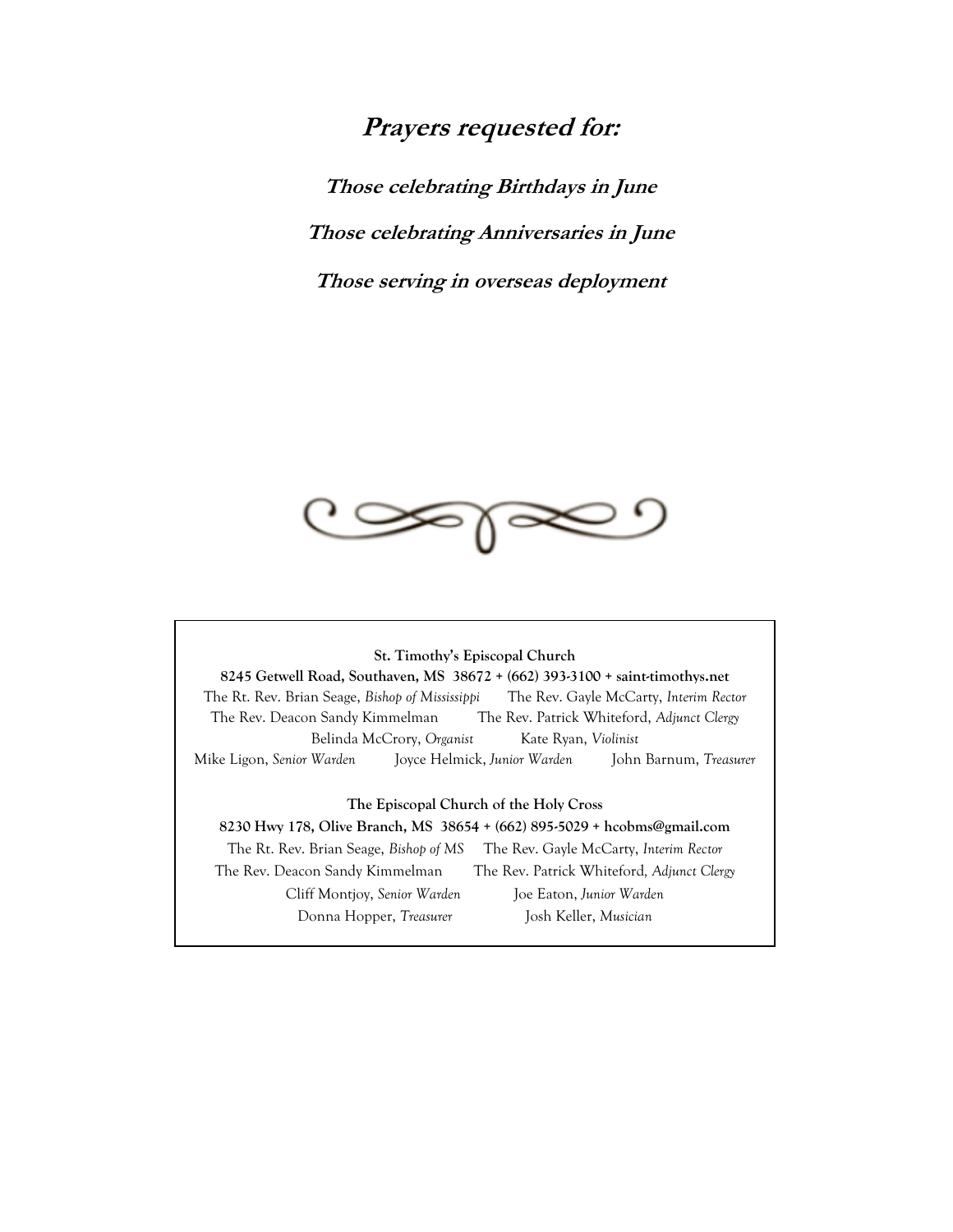## *Prayers requested for:*

***Those celebrating Birthdays in June***

***Those celebrating Anniversaries in June***

***Those serving in overseas deployment***

**St. Timothy's Episcopal Church**

**8245 Getwell Road, Southaven, MS 38672 + (662) 393-3100 + saint-timothys.net**

The Rt. Rev. Brian Seage, *Bishop of Mississippi* The Rev. Gayle McCarty, *Interim Rector*

The Rev. Deacon Sandy Kimmelman The Rev. Patrick Whiteford, *Adjunct Clergy*

Belinda McCrory, *Organist* Kate Ryan, *Violinist*

Mike Ligon, *Senior Warden* Joyce Helmick, *Junior Warden* John Barnum, *Treasurer*

**The Episcopal Church of the Holy Cross**

**8230 Hwy 178, Olive Branch, MS 38654 + (662) 895-5029 + hcobms@gmail.com**

The Rt. Rev. Brian Seage, *Bishop of MS* The Rev. Gayle McCarty, *Interim Rector*

The Rev. Deacon Sandy Kimmelman The Rev. Patrick Whiteford, *Adjunct Clergy*

Cliff Montjoy, *Senior Warden* Joe Eaton, *Junior Warden*

Donna Hopper, *Treasurer* Josh Keller, *Musician*